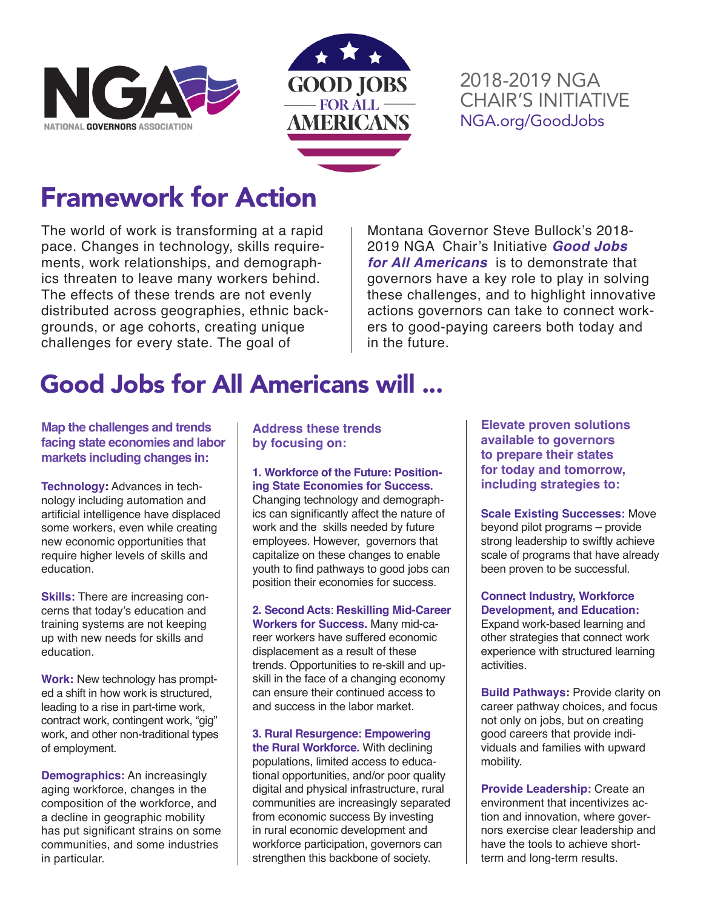NATIONAL GOVERNORS ASSOCIATION

GOOD JOBS FOR ALL AMERICANS

2018-2019 NGA CHAIR'S INITIATIVE
NGA.org/GoodJobs

# Framework for Action

The world of work is transforming at a rapid pace. Changes in technology, skills requirements, work relationships, and demographics threaten to leave many workers behind. The effects of these trends are not evenly distributed across geographies, ethnic backgrounds, or age cohorts, creating unique challenges for every state. The goal of Montana Governor Steve Bullock's 2018-2019 NGA Chair's Initiative ***Good Jobs for All Americans*** is to demonstrate that governors have a key role to play in solving these challenges, and to highlight innovative actions governors can take to connect workers to good-paying careers both today and in the future.

# Good Jobs for All Americans will ...

### Map the challenges and trends facing state economies and labor markets including changes in:

**Technology:** Advances in technology including automation and artificial intelligence have displaced some workers, even while creating new economic opportunities that require higher levels of skills and education.

**Skills:** There are increasing concerns that today's education and training systems are not keeping up with new needs for skills and education.

**Work:** New technology has prompted a shift in how work is structured, leading to a rise in part-time work, contract work, contingent work, "gig" work, and other non-traditional types of employment.

**Demographics:** An increasingly aging workforce, changes in the composition of the workforce, and a decline in geographic mobility has put significant strains on some communities, and some industries in particular.

### Address these trends by focusing on:

**1. Workforce of the Future: Positioning State Economies for Success.** Changing technology and demographics can significantly affect the nature of work and the skills needed by future employees. However, governors that capitalize on these changes to enable youth to find pathways to good jobs can position their economies for success.

**2. Second Acts: Reskilling Mid-Career Workers for Success.** Many mid-career workers have suffered economic displacement as a result of these trends. Opportunities to re-skill and upskill in the face of a changing economy can ensure their continued access to and success in the labor market.

**3. Rural Resurgence: Empowering the Rural Workforce.** With declining populations, limited access to educational opportunities, and/or poor quality digital and physical infrastructure, rural communities are increasingly separated from economic success By investing in rural economic development and workforce participation, governors can strengthen this backbone of society.

### Elevate proven solutions available to governors to prepare their states for today and tomorrow, including strategies to:

**Scale Existing Successes:** Move beyond pilot programs – provide strong leadership to swiftly achieve scale of programs that have already been proven to be successful.

**Connect Industry, Workforce Development, and Education:** Expand work-based learning and other strategies that connect work experience with structured learning activities.

**Build Pathways:** Provide clarity on career pathway choices, and focus not only on jobs, but on creating good careers that provide individuals and families with upward mobility.

**Provide Leadership:** Create an environment that incentivizes action and innovation, where governors exercise clear leadership and have the tools to achieve short-term and long-term results.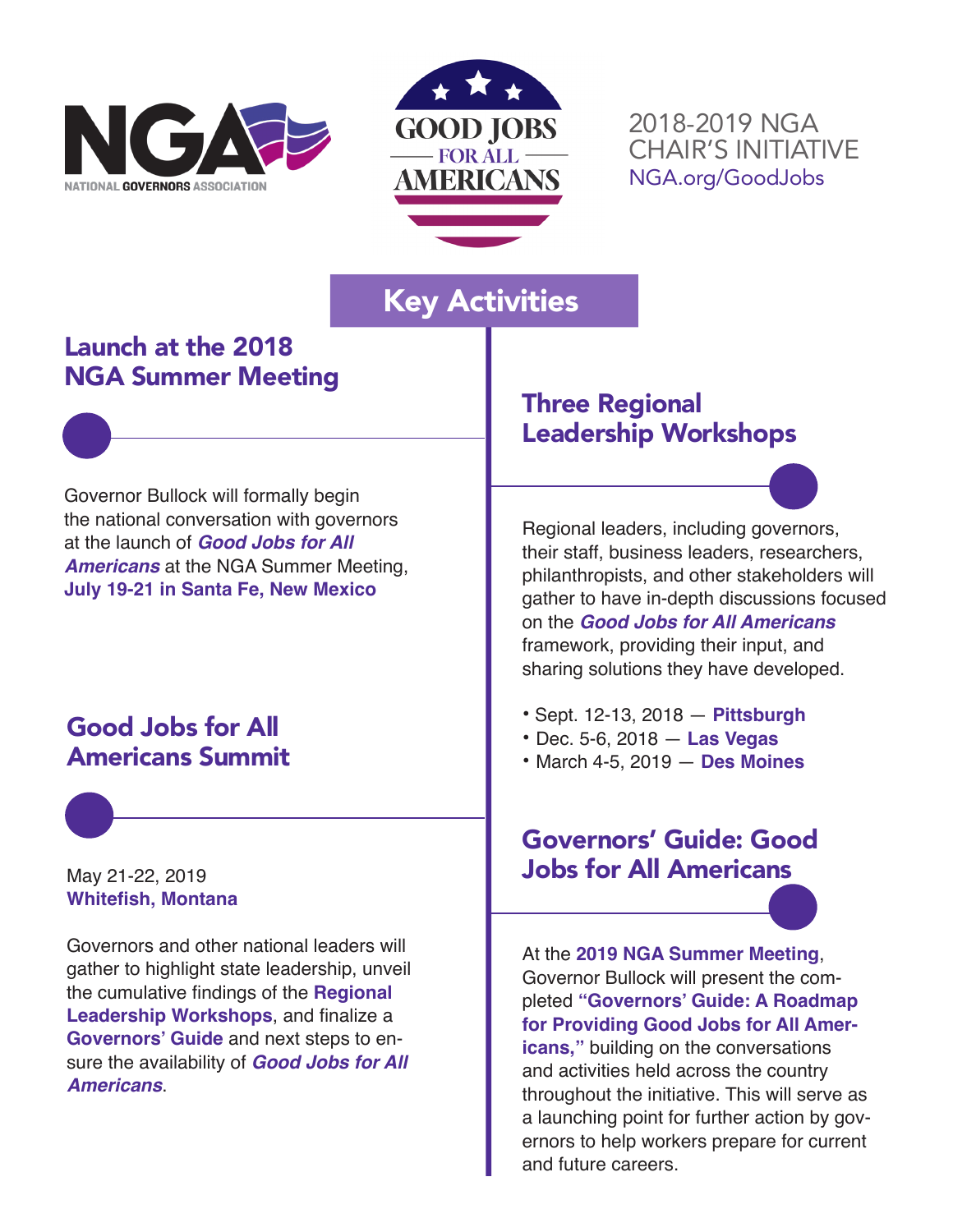2018-2019 NGA CHAIR'S INITIATIVE
NGA.org/GoodJobs

# Key Activities

## Launch at the 2018 NGA Summer Meeting

Governor Bullock will formally begin the national conversation with governors at the launch of ***Good Jobs for All Americans*** at the NGA Summer Meeting, **July 19-21 in Santa Fe, New Mexico**

## Good Jobs for All Americans Summit

May 21-22, 2019
**Whitefish, Montana**

Governors and other national leaders will gather to highlight state leadership, unveil the cumulative findings of the **Regional Leadership Workshops**, and finalize a **Governors' Guide** and next steps to ensure the availability of ***Good Jobs for All Americans***.

## Three Regional Leadership Workshops

Regional leaders, including governors, their staff, business leaders, researchers, philanthropists, and other stakeholders will gather to have in-depth discussions focused on the ***Good Jobs for All Americans*** framework, providing their input, and sharing solutions they have developed.

- Sept. 12-13, 2018 — **Pittsburgh**
- Dec. 5-6, 2018 — **Las Vegas**
- March 4-5, 2019 — **Des Moines**

## Governors' Guide: Good Jobs for All Americans

At the **2019 NGA Summer Meeting**, Governor Bullock will present the completed **"Governors' Guide: A Roadmap for Providing Good Jobs for All Americans,"** building on the conversations and activities held across the country throughout the initiative. This will serve as a launching point for further action by governors to help workers prepare for current and future careers.